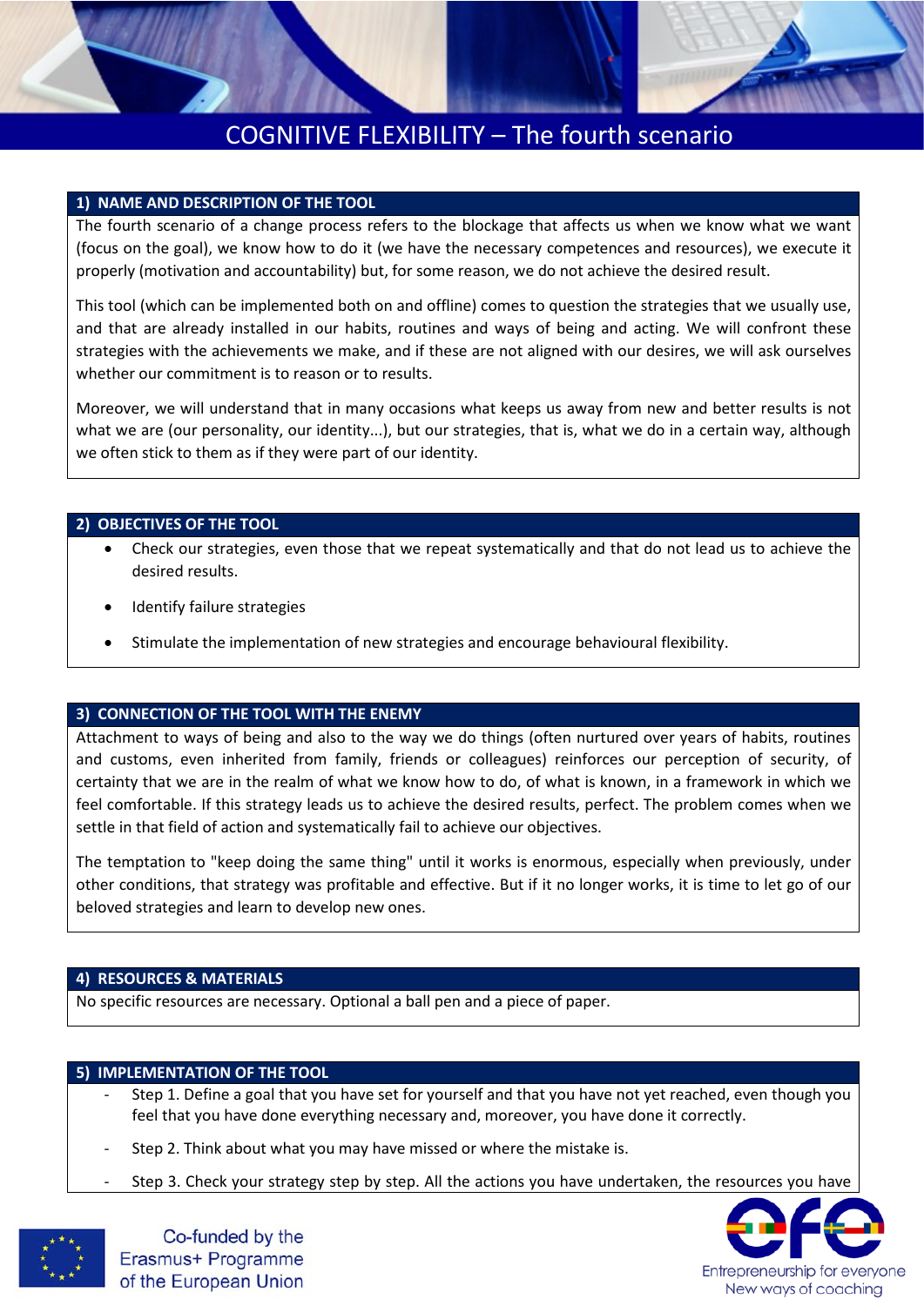# COGNITIVE FLEXIBILITY – The fourth scenario

## 1) NAME AND DESCRIPTION OF THE TOOL

The fourth scenario of a change process refers to the blockage that affects us when we know what we want (focus on the goal), we know how to do it (we have the necessary competences and resources), we execute it properly (motivation and accountability) but, for some reason, we do not achieve the desired result.

This tool (which can be implemented both on and offline) comes to question the strategies that we usually use, and that are already installed in our habits, routines and ways of being and acting. We will confront these strategies with the achievements we make, and if these are not aligned with our desires, we will ask ourselves whether our commitment is to reason or to results.

Moreover, we will understand that in many occasions what keeps us away from new and better results is not what we are (our personality, our identity...), but our strategies, that is, what we do in a certain way, although we often stick to them as if they were part of our identity.

## 2) OBJECTIVES OF THE TOOL

- Check our strategies, even those that we repeat systematically and that do not lead us to achieve the desired results.
- Identify failure strategies
- Stimulate the implementation of new strategies and encourage behavioural flexibility.

## 3) CONNECTION OF THE TOOL WITH THE ENEMY

Attachment to ways of being and also to the way we do things (often nurtured over years of habits, routines and customs, even inherited from family, friends or colleagues) reinforces our perception of security, of certainty that we are in the realm of what we know how to do, of what is known, in a framework in which we feel comfortable. If this strategy leads us to achieve the desired results, perfect. The problem comes when we settle in that field of action and systematically fail to achieve our objectives.

The temptation to "keep doing the same thing" until it works is enormous, especially when previously, under other conditions, that strategy was profitable and effective. But if it no longer works, it is time to let go of our beloved strategies and learn to develop new ones.

## 4) RESOURCES & MATERIALS

No specific resources are necessary. Optional a ball pen and a piece of paper.

## 5) IMPLEMENTATION OF THE TOOL

- Step 1. Define a goal that you have set for yourself and that you have not yet reached, even though you feel that you have done everything necessary and, moreover, you have done it correctly.
- Step 2. Think about what you may have missed or where the mistake is.
- Step 3. Check your strategy step by step. All the actions you have undertaken, the resources you have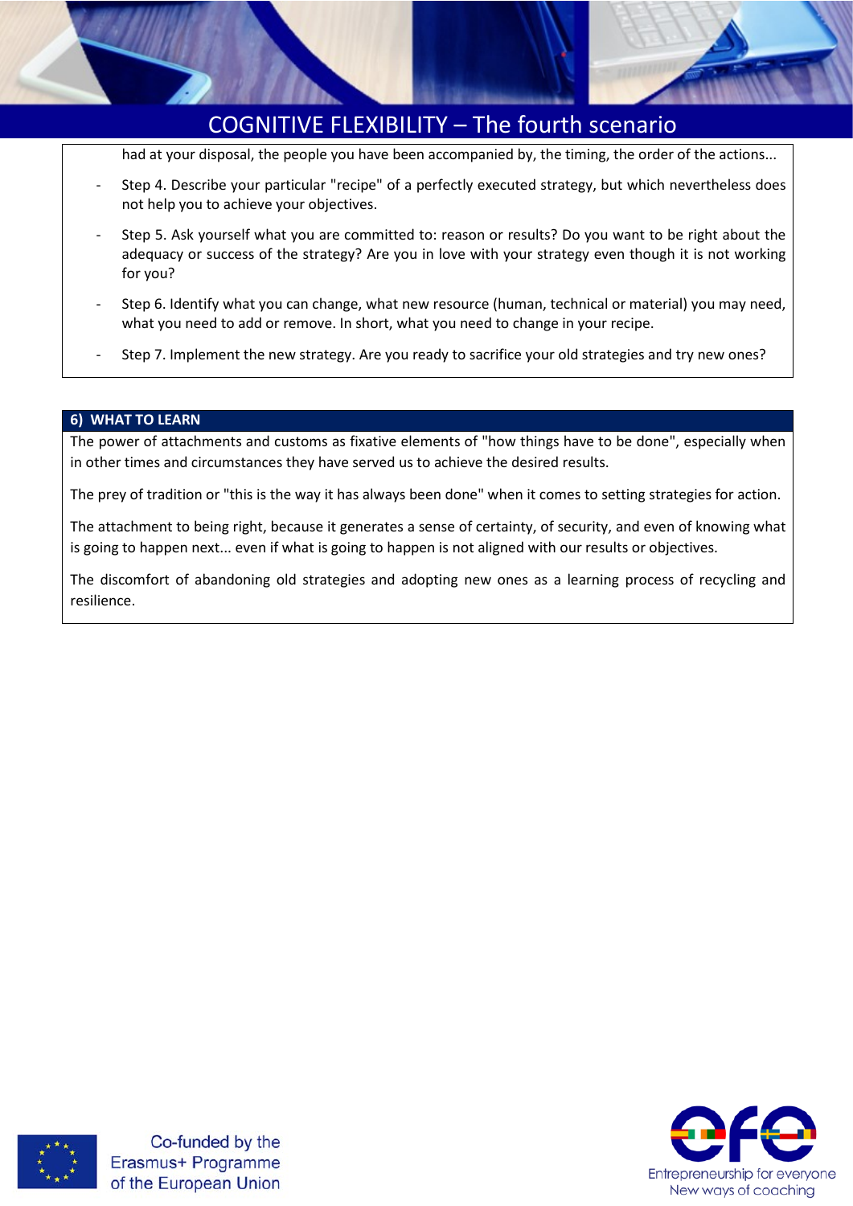had at your disposal, the people you have been accompanied by, the timing, the order of the actions...

- Step 4. Describe your particular "recipe" of a perfectly executed strategy, but which nevertheless does not help you to achieve your objectives.
- Step 5. Ask yourself what you are committed to: reason or results? Do you want to be right about the adequacy or success of the strategy? Are you in love with your strategy even though it is not working for you?
- Step 6. Identify what you can change, what new resource (human, technical or material) you may need, what you need to add or remove. In short, what you need to change in your recipe.
- Step 7. Implement the new strategy. Are you ready to sacrifice your old strategies and try new ones?

## 6) WHAT TO LEARN

The power of attachments and customs as fixative elements of "how things have to be done", especially when in other times and circumstances they have served us to achieve the desired results.

The prey of tradition or "this is the way it has always been done" when it comes to setting strategies for action.

The attachment to being right, because it generates a sense of certainty, of security, and even of knowing what is going to happen next... even if what is going to happen is not aligned with our results or objectives.

The discomfort of abandoning old strategies and adopting new ones as a learning process of recycling and resilience.